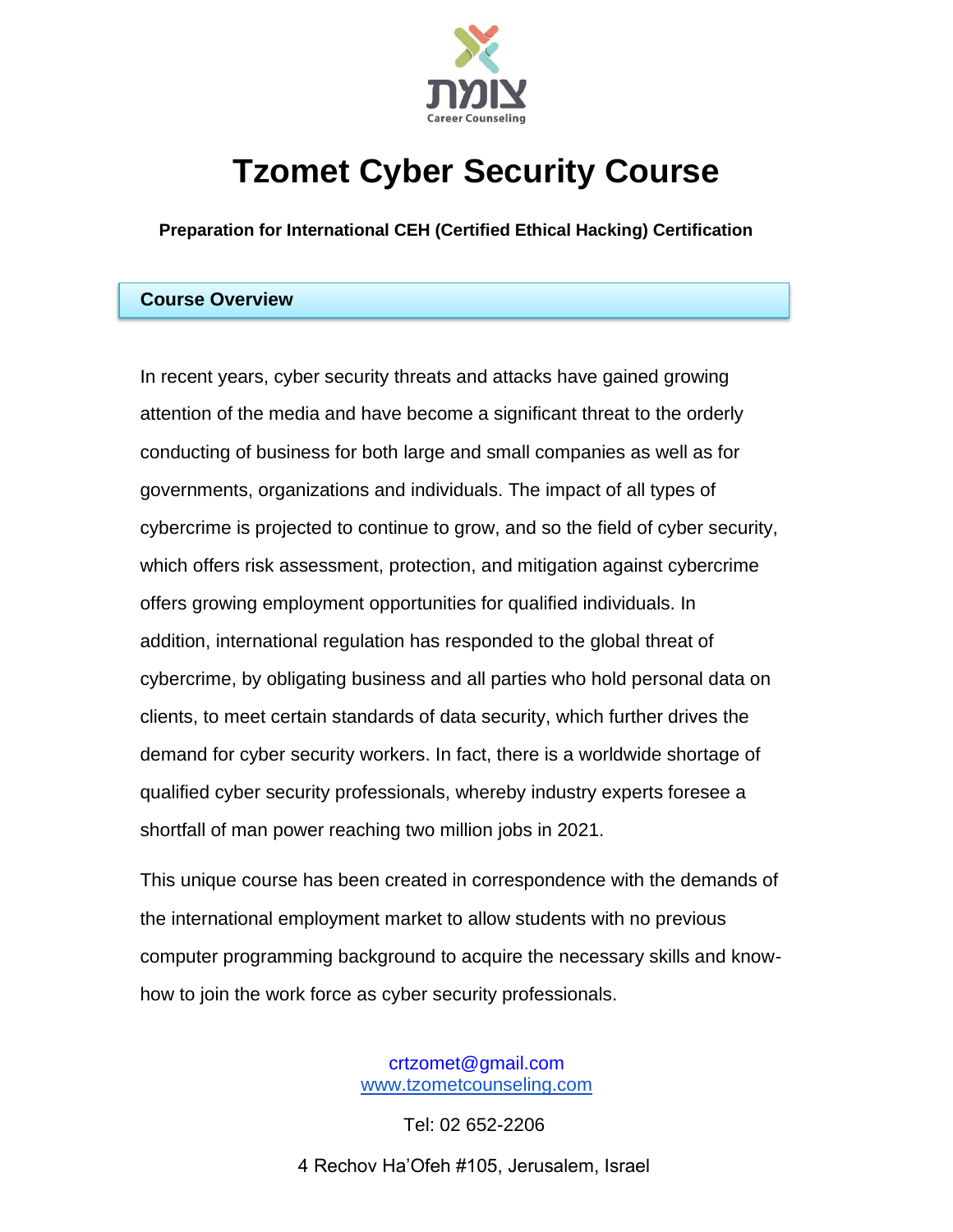צומת
Career Counseling

# Tzomet Cyber Security Course

**Preparation for International CEH (Certified Ethical Hacking) Certification**

## Course Overview

In recent years, cyber security threats and attacks have gained growing attention of the media and have become a significant threat to the orderly conducting of business for both large and small companies as well as for governments, organizations and individuals. The impact of all types of cybercrime is projected to continue to grow, and so the field of cyber security, which offers risk assessment, protection, and mitigation against cybercrime offers growing employment opportunities for qualified individuals. In addition, international regulation has responded to the global threat of cybercrime, by obligating business and all parties who hold personal data on clients, to meet certain standards of data security, which further drives the demand for cyber security workers. In fact, there is a worldwide shortage of qualified cyber security professionals, whereby industry experts foresee a shortfall of man power reaching two million jobs in 2021.

This unique course has been created in correspondence with the demands of the international employment market to allow students with no previous computer programming background to acquire the necessary skills and know-how to join the work force as cyber security professionals.

crtzomet@gmail.com
www.tzometcounseling.com

Tel: 02 652-2206

4 Rechov Ha'Ofeh #105, Jerusalem, Israel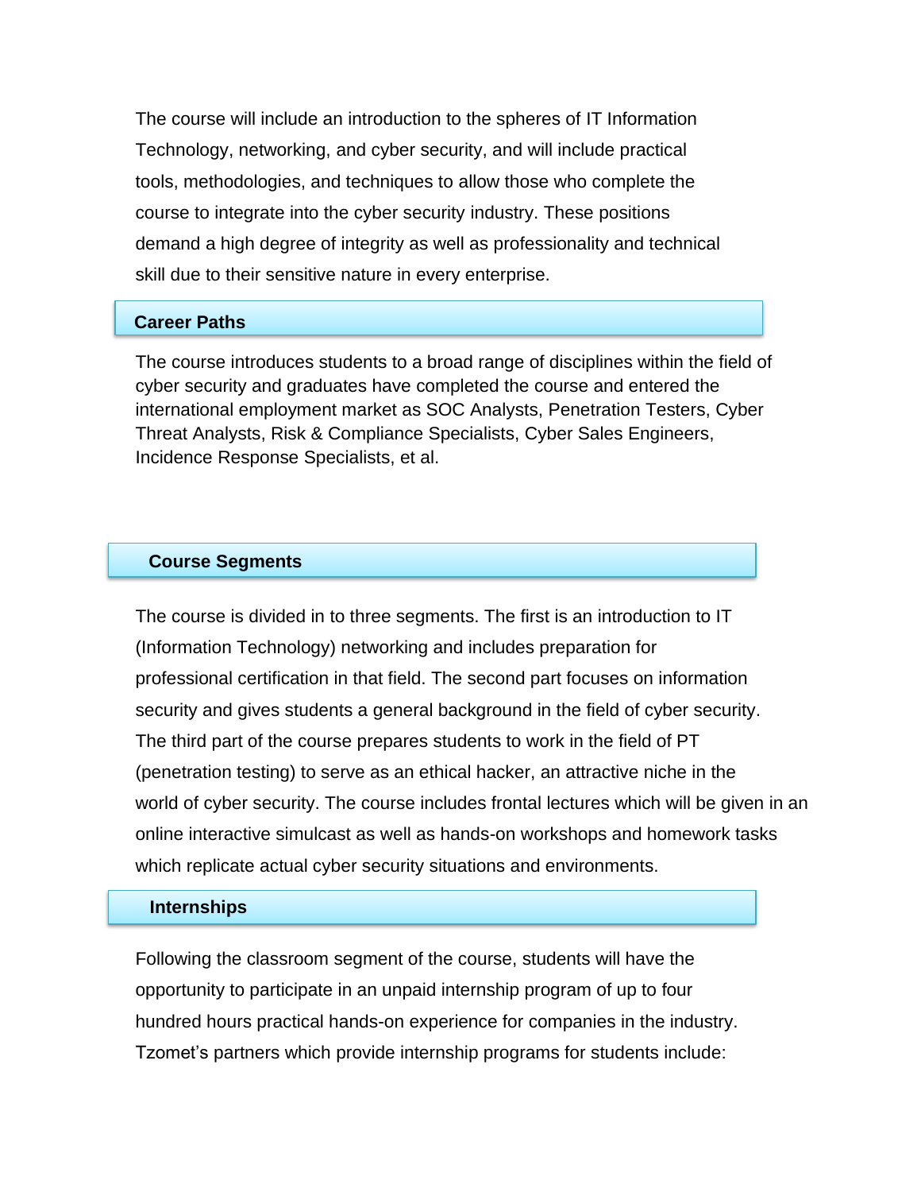The course will include an introduction to the spheres of IT Information Technology, networking, and cyber security, and will include practical tools, methodologies, and techniques to allow those who complete the course to integrate into the cyber security industry. These positions demand a high degree of integrity as well as professionality and technical skill due to their sensitive nature in every enterprise.

## Career Paths

The course introduces students to a broad range of disciplines within the field of cyber security and graduates have completed the course and entered the international employment market as SOC Analysts, Penetration Testers, Cyber Threat Analysts, Risk & Compliance Specialists, Cyber Sales Engineers, Incidence Response Specialists, et al.

## Course Segments

The course is divided in to three segments. The first is an introduction to IT (Information Technology) networking and includes preparation for professional certification in that field. The second part focuses on information security and gives students a general background in the field of cyber security. The third part of the course prepares students to work in the field of PT (penetration testing) to serve as an ethical hacker, an attractive niche in the world of cyber security. The course includes frontal lectures which will be given in an online interactive simulcast as well as hands-on workshops and homework tasks which replicate actual cyber security situations and environments.

## Internships

Following the classroom segment of the course, students will have the opportunity to participate in an unpaid internship program of up to four hundred hours practical hands-on experience for companies in the industry. Tzomet's partners which provide internship programs for students include: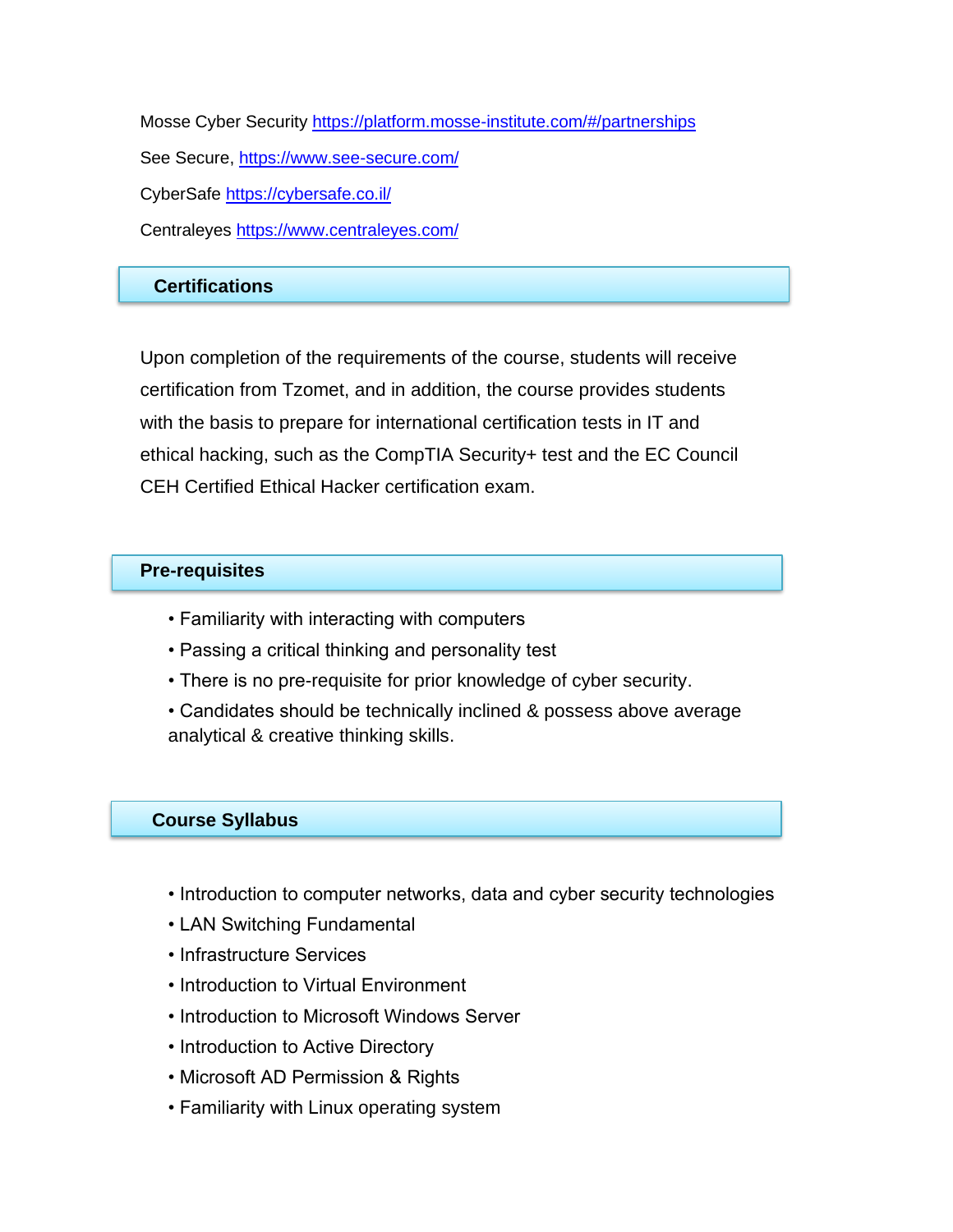Mosse Cyber Security [https://platform.mosse-institute.com/#/partnerships](https://platform.mosse-institute.com/#/partnerships)

See Secure, [https://www.see-secure.com/](https://www.see-secure.com/)

CyberSafe [https://cybersafe.co.il/](https://cybersafe.co.il/)

Centraleyes [https://www.centraleyes.com/](https://www.centraleyes.com/)

## Certifications

Upon completion of the requirements of the course, students will receive certification from Tzomet, and in addition, the course provides students with the basis to prepare for international certification tests in IT and ethical hacking, such as the CompTIA Security+ test and the EC Council CEH Certified Ethical Hacker certification exam.

## Pre-requisites

- Familiarity with interacting with computers
- Passing a critical thinking and personality test
- There is no pre-requisite for prior knowledge of cyber security.
- Candidates should be technically inclined & possess above average analytical & creative thinking skills.

## Course Syllabus

- Introduction to computer networks, data and cyber security technologies
- LAN Switching Fundamental
- Infrastructure Services
- Introduction to Virtual Environment
- Introduction to Microsoft Windows Server
- Introduction to Active Directory
- Microsoft AD Permission & Rights
- Familiarity with Linux operating system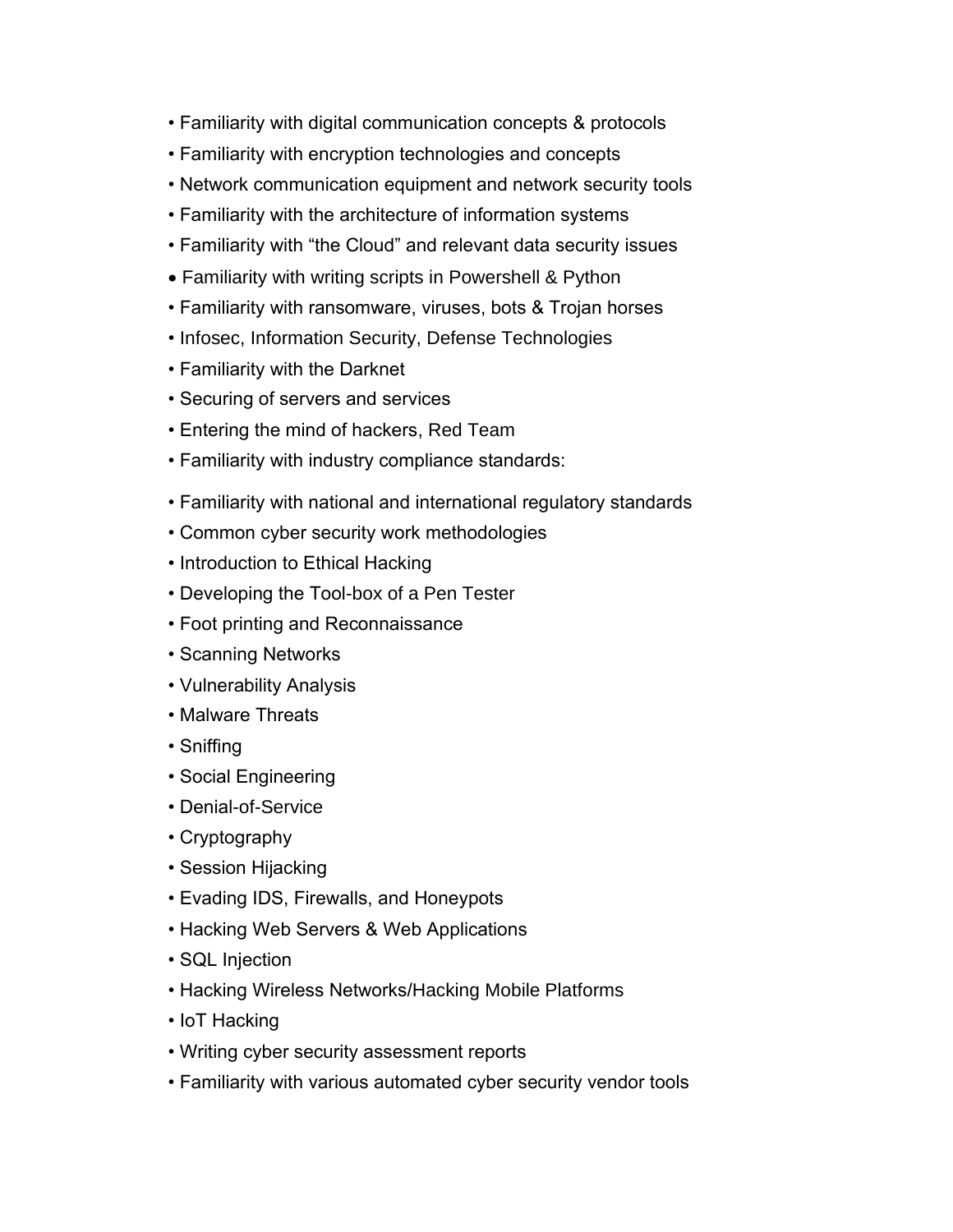- Familiarity with digital communication concepts & protocols
- Familiarity with encryption technologies and concepts
- Network communication equipment and network security tools
- Familiarity with the architecture of information systems
- Familiarity with “the Cloud” and relevant data security issues
- Familiarity with writing scripts in Powershell & Python
- Familiarity with ransomware, viruses, bots & Trojan horses
- Infosec, Information Security, Defense Technologies
- Familiarity with the Darknet
- Securing of servers and services
- Entering the mind of hackers, Red Team
- Familiarity with industry compliance standards:
- Familiarity with national and international regulatory standards
- Common cyber security work methodologies
- Introduction to Ethical Hacking
- Developing the Tool-box of a Pen Tester
- Foot printing and Reconnaissance
- Scanning Networks
- Vulnerability Analysis
- Malware Threats
- Sniffing
- Social Engineering
- Denial-of-Service
- Cryptography
- Session Hijacking
- Evading IDS, Firewalls, and Honeypots
- Hacking Web Servers & Web Applications
- SQL Injection
- Hacking Wireless Networks/Hacking Mobile Platforms
- IoT Hacking
- Writing cyber security assessment reports
- Familiarity with various automated cyber security vendor tools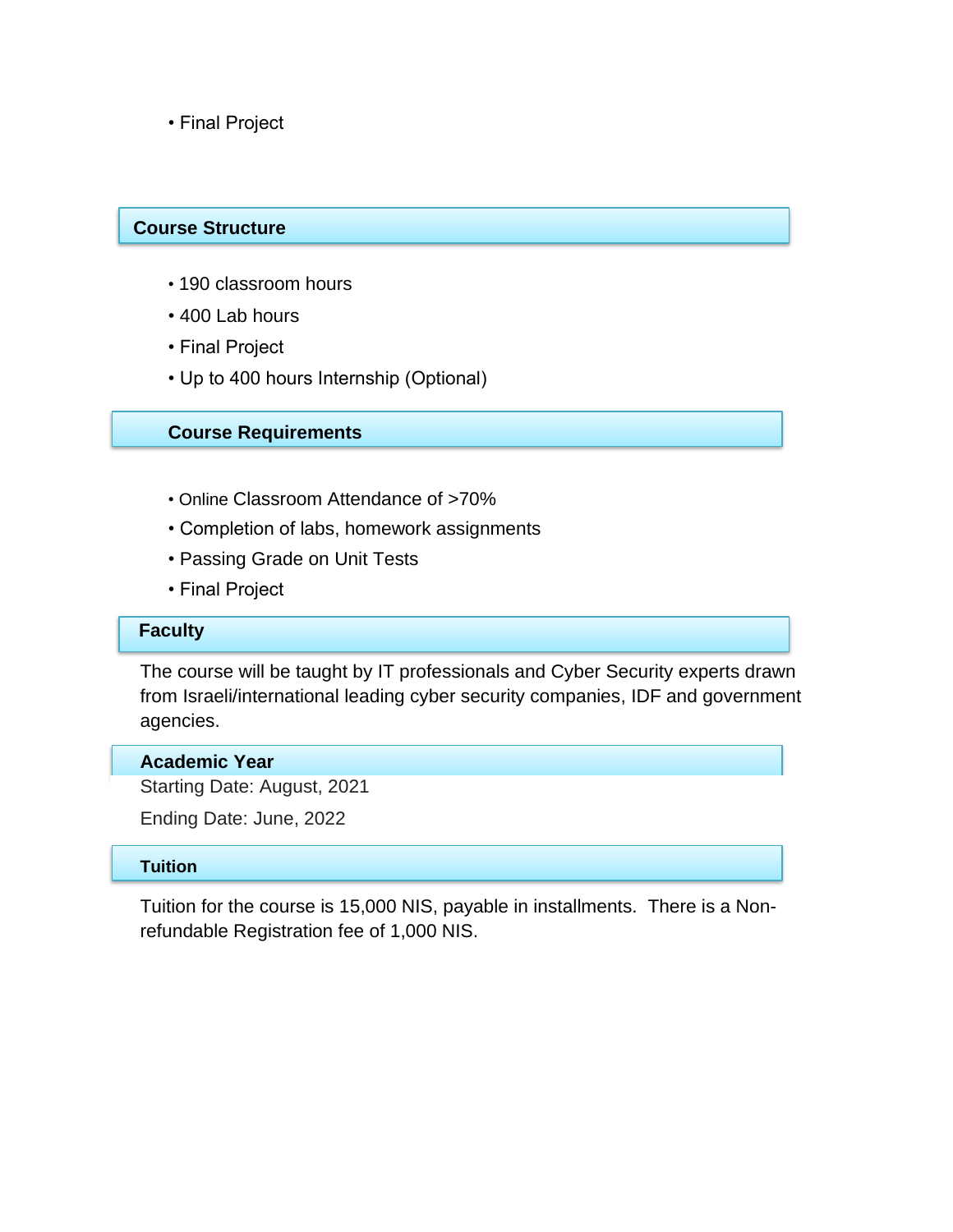- Final Project

## Course Structure

- 190 classroom hours
- 400 Lab hours
- Final Project
- Up to 400 hours Internship (Optional)

## Course Requirements

- Online Classroom Attendance of >70%
- Completion of labs, homework assignments
- Passing Grade on Unit Tests
- Final Project

## Faculty

The course will be taught by IT professionals and Cyber Security experts drawn from Israeli/international leading cyber security companies, IDF and government agencies.

## Academic Year

Starting Date: August, 2021

Ending Date: June, 2022

## Tuition

Tuition for the course is 15,000 NIS, payable in installments. There is a Non-refundable Registration fee of 1,000 NIS.